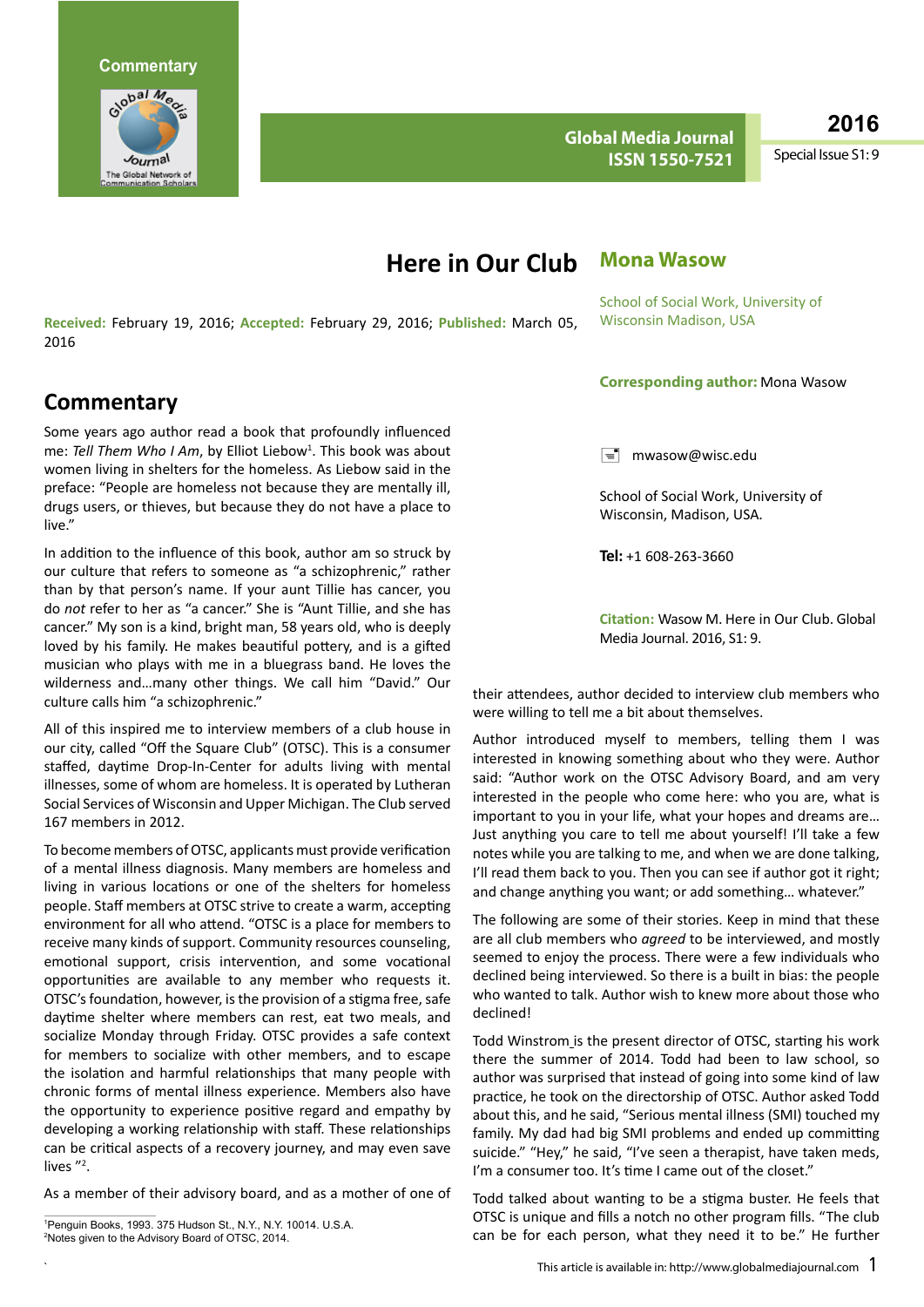# Here in Our Club

## Mona Wasow

School of Social Work, University of Wisconsin Madison, USA

**Received:** February 19, 2016; **Accepted:** February 29, 2016; **Published:** March 05, 2016

**Corresponding author:** Mona Wasow

mwasow@wisc.edu

School of Social Work, University of Wisconsin, Madison, USA.

**Tel:** +1 608-263-3660

**Citation:** Wasow M. Here in Our Club. Global Media Journal. 2016, S1: 9.

## Commentary

Some years ago author read a book that profoundly influenced me: *Tell Them Who I Am*, by Elliot Liebow[1]. This book was about women living in shelters for the homeless. As Liebow said in the preface: "People are homeless not because they are mentally ill, drugs users, or thieves, but because they do not have a place to live."

In addition to the influence of this book, author am so struck by our culture that refers to someone as "a schizophrenic," rather than by that person's name. If your aunt Tillie has cancer, you do *not* refer to her as "a cancer." She is "Aunt Tillie, and she has cancer." My son is a kind, bright man, 58 years old, who is deeply loved by his family. He makes beautiful pottery, and is a gifted musician who plays with me in a bluegrass band. He loves the wilderness and…many other things. We call him "David." Our culture calls him "a schizophrenic."

All of this inspired me to interview members of a club house in our city, called "Off the Square Club" (OTSC). This is a consumer staffed, daytime Drop-In-Center for adults living with mental illnesses, some of whom are homeless. It is operated by Lutheran Social Services of Wisconsin and Upper Michigan. The Club served 167 members in 2012.

To become members of OTSC, applicants must provide verification of a mental illness diagnosis. Many members are homeless and living in various locations or one of the shelters for homeless people. Staff members at OTSC strive to create a warm, accepting environment for all who attend. "OTSC is a place for members to receive many kinds of support. Community resources counseling, emotional support, crisis intervention, and some vocational opportunities are available to any member who requests it. OTSC's foundation, however, is the provision of a stigma free, safe daytime shelter where members can rest, eat two meals, and socialize Monday through Friday. OTSC provides a safe context for members to socialize with other members, and to escape the isolation and harmful relationships that many people with chronic forms of mental illness experience. Members also have the opportunity to experience positive regard and empathy by developing a working relationship with staff. These relationships can be critical aspects of a recovery journey, and may even save lives "[2].

As a member of their advisory board, and as a mother of one of their attendees, author decided to interview club members who were willing to tell me a bit about themselves.

Author introduced myself to members, telling them I was interested in knowing something about who they were. Author said: "Author work on the OTSC Advisory Board, and am very interested in the people who come here: who you are, what is important to you in your life, what your hopes and dreams are… Just anything you care to tell me about yourself! I'll take a few notes while you are talking to me, and when we are done talking, I'll read them back to you. Then you can see if author got it right; and change anything you want; or add something… whatever."

The following are some of their stories. Keep in mind that these are all club members who *agreed* to be interviewed, and mostly seemed to enjoy the process. There were a few individuals who declined being interviewed. So there is a built in bias: the people who wanted to talk. Author wish to knew more about those who declined!

Todd Winstrom is the present director of OTSC, starting his work there the summer of 2014. Todd had been to law school, so author was surprised that instead of going into some kind of law practice, he took on the directorship of OTSC. Author asked Todd about this, and he said, "Serious mental illness (SMI) touched my family. My dad had big SMI problems and ended up committing suicide." "Hey," he said, "I've seen a therapist, have taken meds, I'm a consumer too. It's time I came out of the closet."

Todd talked about wanting to be a stigma buster. He feels that OTSC is unique and fills a notch no other program fills. "The club can be for each person, what they need it to be." He further

[1]Penguin Books, 1993. 375 Hudson St., N.Y., N.Y. 10014. U.S.A.
[2]Notes given to the Advisory Board of OTSC, 2014.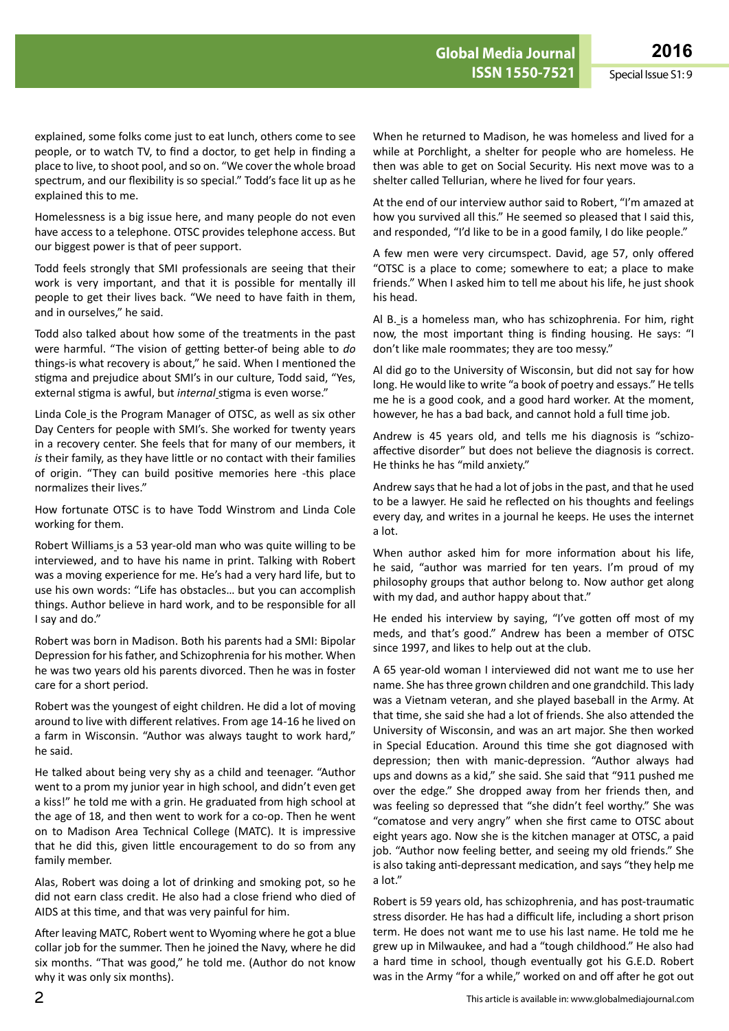explained, some folks come just to eat lunch, others come to see people, or to watch TV, to find a doctor, to get help in finding a place to live, to shoot pool, and so on. "We cover the whole broad spectrum, and our flexibility is so special." Todd's face lit up as he explained this to me.

Homelessness is a big issue here, and many people do not even have access to a telephone. OTSC provides telephone access. But our biggest power is that of peer support.

Todd feels strongly that SMI professionals are seeing that their work is very important, and that it is possible for mentally ill people to get their lives back. "We need to have faith in them, and in ourselves," he said.

Todd also talked about how some of the treatments in the past were harmful. "The vision of getting better-of being able to *do* things-is what recovery is about," he said. When I mentioned the stigma and prejudice about SMI's in our culture, Todd said, "Yes, external stigma is awful, but *internal* stigma is even worse."

Linda Cole is the Program Manager of OTSC, as well as six other Day Centers for people with SMI's. She worked for twenty years in a recovery center. She feels that for many of our members, it *is* their family, as they have little or no contact with their families of origin. "They can build positive memories here -this place normalizes their lives."

How fortunate OTSC is to have Todd Winstrom and Linda Cole working for them.

Robert Williams is a 53 year-old man who was quite willing to be interviewed, and to have his name in print. Talking with Robert was a moving experience for me. He's had a very hard life, but to use his own words: "Life has obstacles… but you can accomplish things. Author believe in hard work, and to be responsible for all I say and do."

Robert was born in Madison. Both his parents had a SMI: Bipolar Depression for his father, and Schizophrenia for his mother. When he was two years old his parents divorced. Then he was in foster care for a short period.

Robert was the youngest of eight children. He did a lot of moving around to live with different relatives. From age 14-16 he lived on a farm in Wisconsin. "Author was always taught to work hard," he said.

He talked about being very shy as a child and teenager. "Author went to a prom my junior year in high school, and didn't even get a kiss!" he told me with a grin. He graduated from high school at the age of 18, and then went to work for a co-op. Then he went on to Madison Area Technical College (MATC). It is impressive that he did this, given little encouragement to do so from any family member.

Alas, Robert was doing a lot of drinking and smoking pot, so he did not earn class credit. He also had a close friend who died of AIDS at this time, and that was very painful for him.

After leaving MATC, Robert went to Wyoming where he got a blue collar job for the summer. Then he joined the Navy, where he did six months. "That was good," he told me. (Author do not know why it was only six months).

When he returned to Madison, he was homeless and lived for a while at Porchlight, a shelter for people who are homeless. He then was able to get on Social Security. His next move was to a shelter called Tellurian, where he lived for four years.

At the end of our interview author said to Robert, "I'm amazed at how you survived all this." He seemed so pleased that I said this, and responded, "I'd like to be in a good family, I do like people."

A few men were very circumspect. David, age 57, only offered "OTSC is a place to come; somewhere to eat; a place to make friends." When I asked him to tell me about his life, he just shook his head.

Al B. is a homeless man, who has schizophrenia. For him, right now, the most important thing is finding housing. He says: "I don't like male roommates; they are too messy."

Al did go to the University of Wisconsin, but did not say for how long. He would like to write "a book of poetry and essays." He tells me he is a good cook, and a good hard worker. At the moment, however, he has a bad back, and cannot hold a full time job.

Andrew is 45 years old, and tells me his diagnosis is "schizo-affective disorder" but does not believe the diagnosis is correct. He thinks he has "mild anxiety."

Andrew says that he had a lot of jobs in the past, and that he used to be a lawyer. He said he reflected on his thoughts and feelings every day, and writes in a journal he keeps. He uses the internet a lot.

When author asked him for more information about his life, he said, "author was married for ten years. I'm proud of my philosophy groups that author belong to. Now author get along with my dad, and author happy about that."

He ended his interview by saying, "I've gotten off most of my meds, and that's good." Andrew has been a member of OTSC since 1997, and likes to help out at the club.

A 65 year-old woman I interviewed did not want me to use her name. She has three grown children and one grandchild. This lady was a Vietnam veteran, and she played baseball in the Army. At that time, she said she had a lot of friends. She also attended the University of Wisconsin, and was an art major. She then worked in Special Education. Around this time she got diagnosed with depression; then with manic-depression. "Author always had ups and downs as a kid," she said. She said that "911 pushed me over the edge." She dropped away from her friends then, and was feeling so depressed that "she didn't feel worthy." She was "comatose and very angry" when she first came to OTSC about eight years ago. Now she is the kitchen manager at OTSC, a paid job. "Author now feeling better, and seeing my old friends." She is also taking anti-depressant medication, and says "they help me a lot."

Robert is 59 years old, has schizophrenia, and has post-traumatic stress disorder. He has had a difficult life, including a short prison term. He does not want me to use his last name. He told me he grew up in Milwaukee, and had a "tough childhood." He also had a hard time in school, though eventually got his G.E.D. Robert was in the Army "for a while," worked on and off after he got out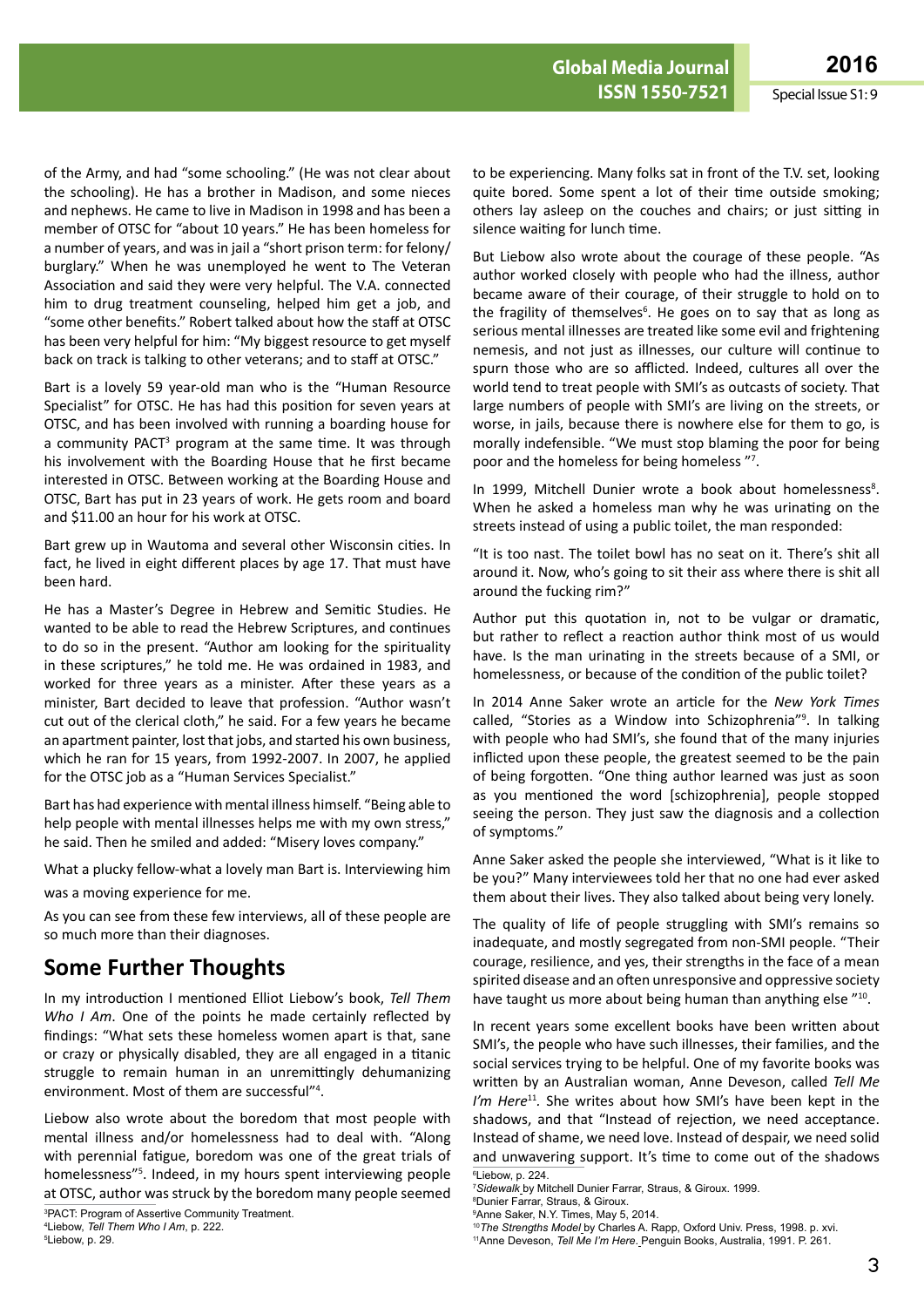of the Army, and had "some schooling." (He was not clear about the schooling). He has a brother in Madison, and some nieces and nephews. He came to live in Madison in 1998 and has been a member of OTSC for "about 10 years." He has been homeless for a number of years, and was in jail a "short prison term: for felony/burglary." When he was unemployed he went to The Veteran Association and said they were very helpful. The V.A. connected him to drug treatment counseling, helped him get a job, and "some other benefits." Robert talked about how the staff at OTSC has been very helpful for him: "My biggest resource to get myself back on track is talking to other veterans; and to staff at OTSC."

Bart is a lovely 59 year-old man who is the "Human Resource Specialist" for OTSC. He has had this position for seven years at OTSC, and has been involved with running a boarding house for a community PACT[3] program at the same time. It was through his involvement with the Boarding House that he first became interested in OTSC. Between working at the Boarding House and OTSC, Bart has put in 23 years of work. He gets room and board and $11.00 an hour for his work at OTSC.

Bart grew up in Wautoma and several other Wisconsin cities. In fact, he lived in eight different places by age 17. That must have been hard.

He has a Master's Degree in Hebrew and Semitic Studies. He wanted to be able to read the Hebrew Scriptures, and continues to do so in the present. "Author am looking for the spirituality in these scriptures," he told me. He was ordained in 1983, and worked for three years as a minister. After these years as a minister, Bart decided to leave that profession. "Author wasn't cut out of the clerical cloth," he said. For a few years he became an apartment painter, lost that jobs, and started his own business, which he ran for 15 years, from 1992-2007. In 2007, he applied for the OTSC job as a "Human Services Specialist."

Bart has had experience with mental illness himself. "Being able to help people with mental illnesses helps me with my own stress," he said. Then he smiled and added: "Misery loves company."

What a plucky fellow-what a lovely man Bart is. Interviewing him was a moving experience for me.

As you can see from these few interviews, all of these people are so much more than their diagnoses.

## Some Further Thoughts

In my introduction I mentioned Elliot Liebow's book, *Tell Them Who I Am*. One of the points he made certainly reflected by findings: "What sets these homeless women apart is that, sane or crazy or physically disabled, they are all engaged in a titanic struggle to remain human in an unremittingly dehumanizing environment. Most of them are successful"[4].

Liebow also wrote about the boredom that most people with mental illness and/or homelessness had to deal with. "Along with perennial fatigue, boredom was one of the great trials of homelessness"[5]. Indeed, in my hours spent interviewing people at OTSC, author was struck by the boredom many people seemed to be experiencing. Many folks sat in front of the T.V. set, looking quite bored. Some spent a lot of their time outside smoking; others lay asleep on the couches and chairs; or just sitting in silence waiting for lunch time.

But Liebow also wrote about the courage of these people. "As author worked closely with people who had the illness, author became aware of their courage, of their struggle to hold on to the fragility of themselves[6]. He goes on to say that as long as serious mental illnesses are treated like some evil and frightening nemesis, and not just as illnesses, our culture will continue to spurn those who are so afflicted. Indeed, cultures all over the world tend to treat people with SMI's as outcasts of society. That large numbers of people with SMI's are living on the streets, or worse, in jails, because there is nowhere else for them to go, is morally indefensible. "We must stop blaming the poor for being poor and the homeless for being homeless "[7].

In 1999, Mitchell Dunier wrote a book about homelessness[8]. When he asked a homeless man why he was urinating on the streets instead of using a public toilet, the man responded:

"It is too nast. The toilet bowl has no seat on it. There's shit all around it. Now, who's going to sit their ass where there is shit all around the fucking rim?"

Author put this quotation in, not to be vulgar or dramatic, but rather to reflect a reaction author think most of us would have. Is the man urinating in the streets because of a SMI, or homelessness, or because of the condition of the public toilet?

In 2014 Anne Saker wrote an article for the *New York Times* called, "Stories as a Window into Schizophrenia"[9]. In talking with people who had SMI's, she found that of the many injuries inflicted upon these people, the greatest seemed to be the pain of being forgotten. "One thing author learned was just as soon as you mentioned the word [schizophrenia], people stopped seeing the person. They just saw the diagnosis and a collection of symptoms."

Anne Saker asked the people she interviewed, "What is it like to be you?" Many interviewees told her that no one had ever asked them about their lives. They also talked about being very lonely.

The quality of life of people struggling with SMI's remains so inadequate, and mostly segregated from non-SMI people. "Their courage, resilience, and yes, their strengths in the face of a mean spirited disease and an often unresponsive and oppressive society have taught us more about being human than anything else "[10].

In recent years some excellent books have been written about SMI's, the people who have such illnesses, their families, and the social services trying to be helpful. One of my favorite books was written by an Australian woman, Anne Deveson, called *Tell Me I'm Here*[11]. She writes about how SMI's have been kept in the shadows, and that "Instead of rejection, we need acceptance. Instead of shame, we need love. Instead of despair, we need solid and unwavering support. It's time to come out of the shadows

[3]PACT: Program of Assertive Community Treatment.

[4]Liebow, *Tell Them Who I Am*, p. 222.

[5]Liebow, p. 29.

[6]Liebow, p. 224.

[7]*Sidewalk* by Mitchell Dunier Farrar, Straus, & Giroux. 1999.

[8]Dunier Farrar, Straus, & Giroux.

[9]Anne Saker, N.Y. Times, May 5, 2014.

[10]*The Strengths Model* by Charles A. Rapp, Oxford Univ. Press, 1998. p. xvi.

[11]Anne Deveson, *Tell Me I'm Here*. Penguin Books, Australia, 1991. P. 261.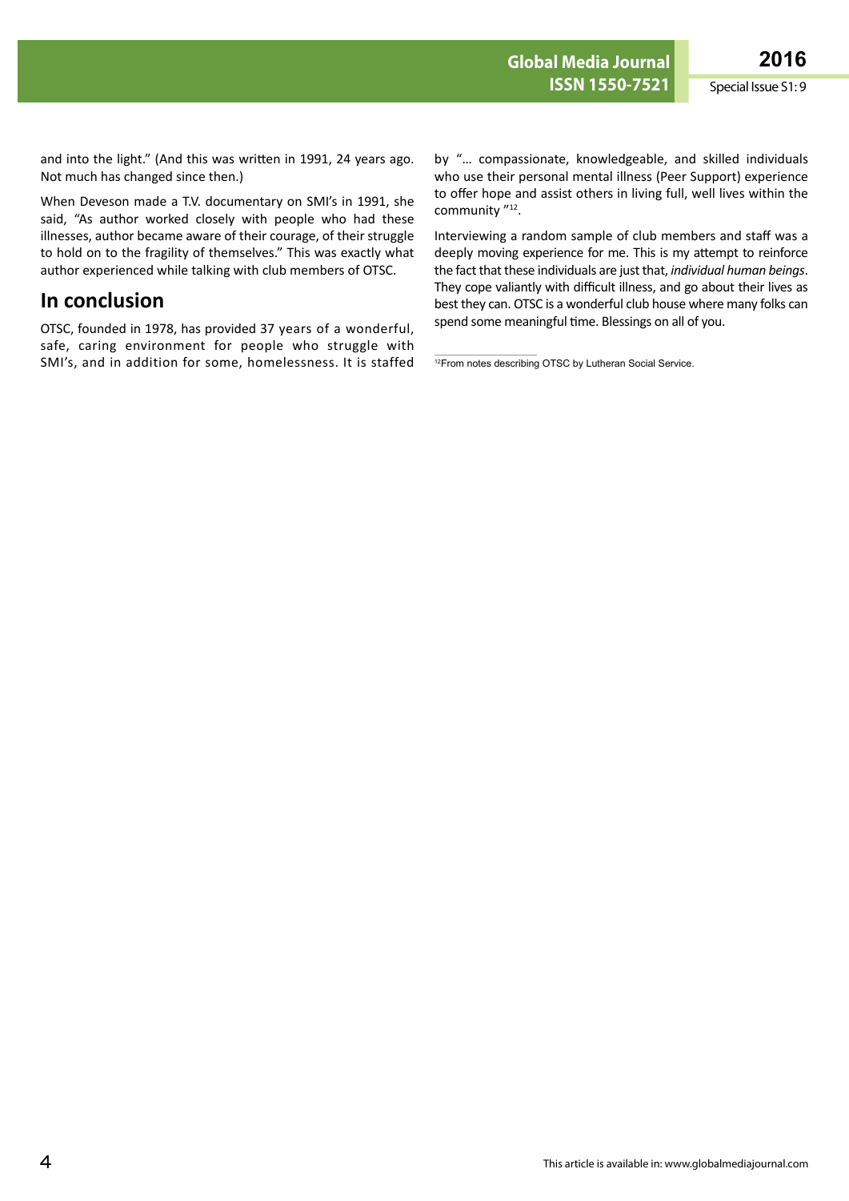and into the light." (And this was written in 1991, 24 years ago. Not much has changed since then.)

When Deveson made a T.V. documentary on SMI's in 1991, she said, "As author worked closely with people who had these illnesses, author became aware of their courage, of their struggle to hold on to the fragility of themselves." This was exactly what author experienced while talking with club members of OTSC.

## In conclusion

OTSC, founded in 1978, has provided 37 years of a wonderful, safe, caring environment for people who struggle with SMI's, and in addition for some, homelessness. It is staffed by "… compassionate, knowledgeable, and skilled individuals who use their personal mental illness (Peer Support) experience to offer hope and assist others in living full, well lives within the community "[12].

Interviewing a random sample of club members and staff was a deeply moving experience for me. This is my attempt to reinforce the fact that these individuals are just that, *individual human beings*. They cope valiantly with difficult illness, and go about their lives as best they can. OTSC is a wonderful club house where many folks can spend some meaningful time. Blessings on all of you.

---

[12] From notes describing OTSC by Lutheran Social Service.